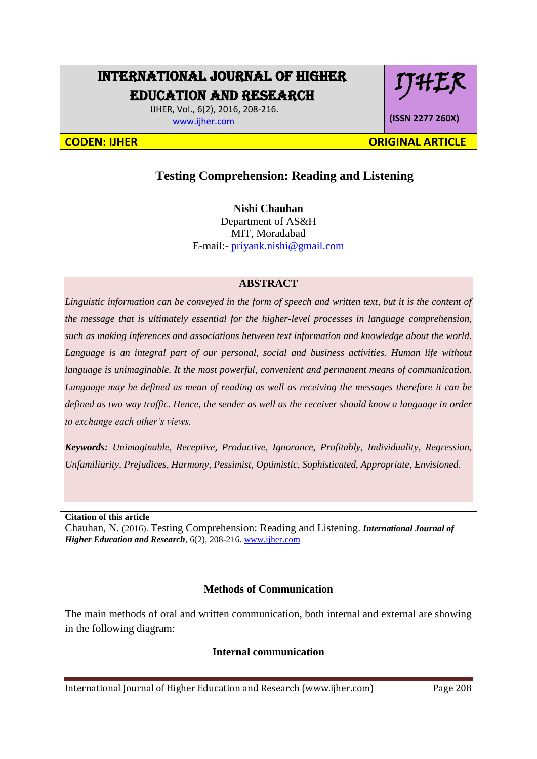# INTERNATIONAL JOURNAL OF HIGHER EDUCATION AND RESEARCH

IJHER, Vol., 6(2), 2016, 208-216.
www.ijher.com

IJHER

**(ISSN 2277 260X)**

**CODEN: IJHER** **ORIGINAL ARTICLE**

## Testing Comprehension: Reading and Listening

**Nishi Chauhan**
Department of AS&H
MIT, Moradabad
E-mail:- priyank.nishi@gmail.com

### ABSTRACT

*Linguistic information can be conveyed in the form of speech and written text, but it is the content of the message that is ultimately essential for the higher-level processes in language comprehension, such as making inferences and associations between text information and knowledge about the world. Language is an integral part of our personal, social and business activities. Human life without language is unimaginable. It the most powerful, convenient and permanent means of communication. Language may be defined as mean of reading as well as receiving the messages therefore it can be defined as two way traffic. Hence, the sender as well as the receiver should know a language in order to exchange each other's views.*

***Keywords:*** *Unimaginable, Receptive, Productive, Ignorance, Profitably, Individuality, Regression, Unfamiliarity, Prejudices, Harmony, Pessimist, Optimistic, Sophisticated, Appropriate, Envisioned.*

**Citation of this article**
Chauhan, N. (2016). Testing Comprehension: Reading and Listening. ***International Journal of Higher Education and Research***, 6(2), 208-216. www.ijher.com

### Methods of Communication

The main methods of oral and written communication, both internal and external are showing in the following diagram:

#### Internal communication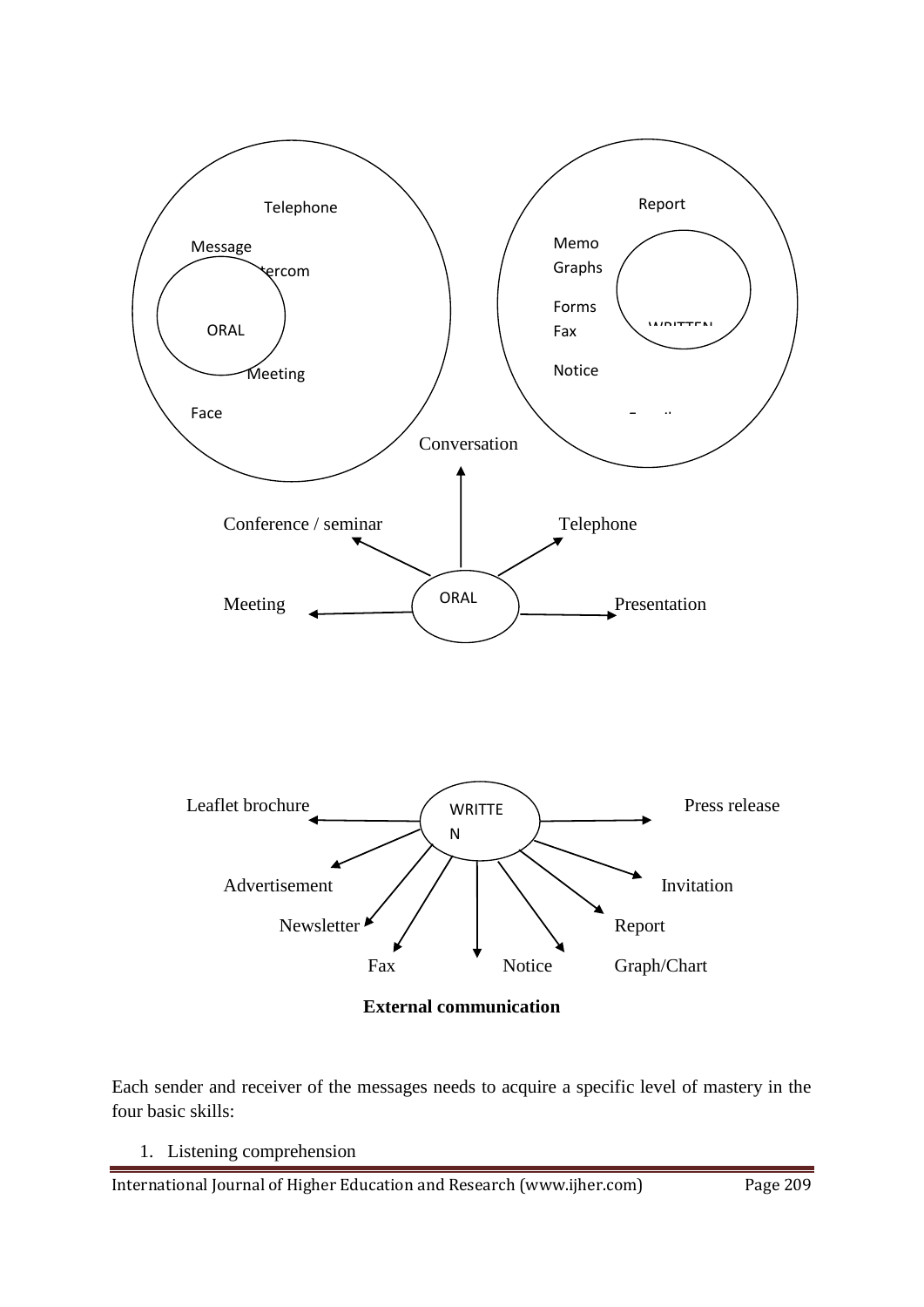Telephone

Message

Intercom

ORAL

Meeting

Face

Report

Memo

Graphs

Forms

Fax

WRITTEN

Notice

Conversation

Conference / seminar

Telephone

ORAL

Meeting

Presentation

Leaflet brochure

WRITTEN

Press release

Advertisement

Invitation

Newsletter

Report

Fax

Notice

Graph/Chart

**External communication**

Each sender and receiver of the messages needs to acquire a specific level of mastery in the four basic skills:

1. Listening comprehension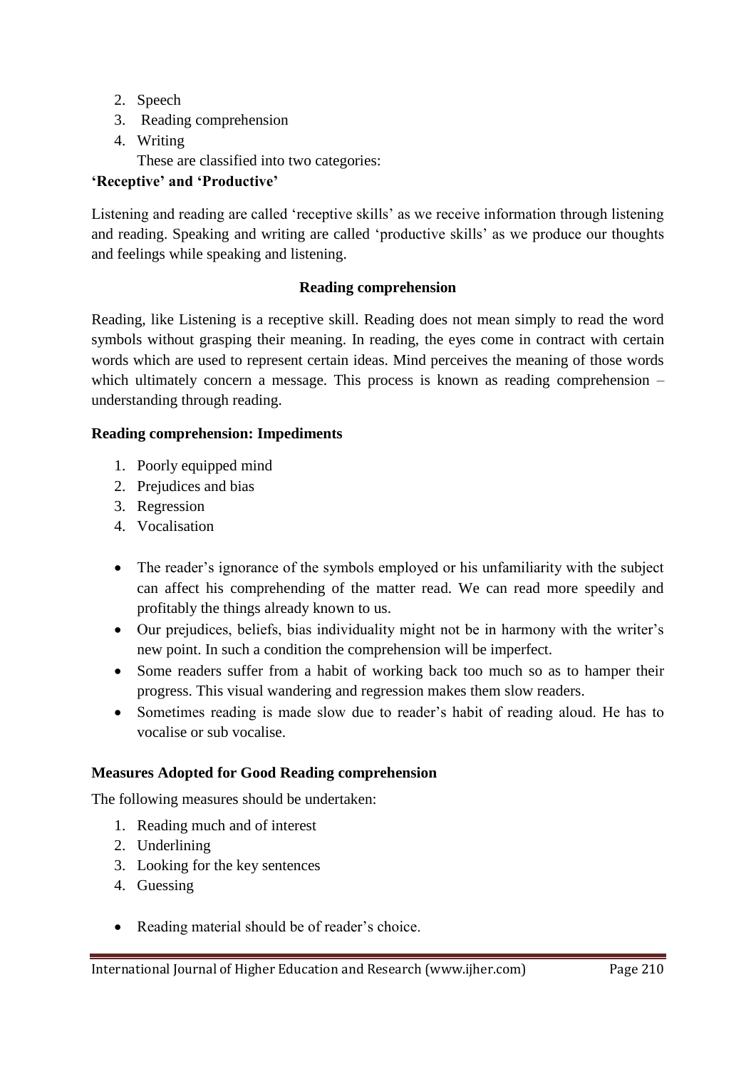2. Speech
3. Reading comprehension
4. Writing

These are classified into two categories:

**'Receptive' and 'Productive'**

Listening and reading are called 'receptive skills' as we receive information through listening and reading. Speaking and writing are called 'productive skills' as we produce our thoughts and feelings while speaking and listening.

### Reading comprehension

Reading, like Listening is a receptive skill. Reading does not mean simply to read the word symbols without grasping their meaning. In reading, the eyes come in contract with certain words which are used to represent certain ideas. Mind perceives the meaning of those words which ultimately concern a message. This process is known as reading comprehension – understanding through reading.

**Reading comprehension: Impediments**

1. Poorly equipped mind
2. Prejudices and bias
3. Regression
4. Vocalisation

- The reader's ignorance of the symbols employed or his unfamiliarity with the subject can affect his comprehending of the matter read. We can read more speedily and profitably the things already known to us.
- Our prejudices, beliefs, bias individuality might not be in harmony with the writer's new point. In such a condition the comprehension will be imperfect.
- Some readers suffer from a habit of working back too much so as to hamper their progress. This visual wandering and regression makes them slow readers.
- Sometimes reading is made slow due to reader's habit of reading aloud. He has to vocalise or sub vocalise.

**Measures Adopted for Good Reading comprehension**

The following measures should be undertaken:

1. Reading much and of interest
2. Underlining
3. Looking for the key sentences
4. Guessing

- Reading material should be of reader's choice.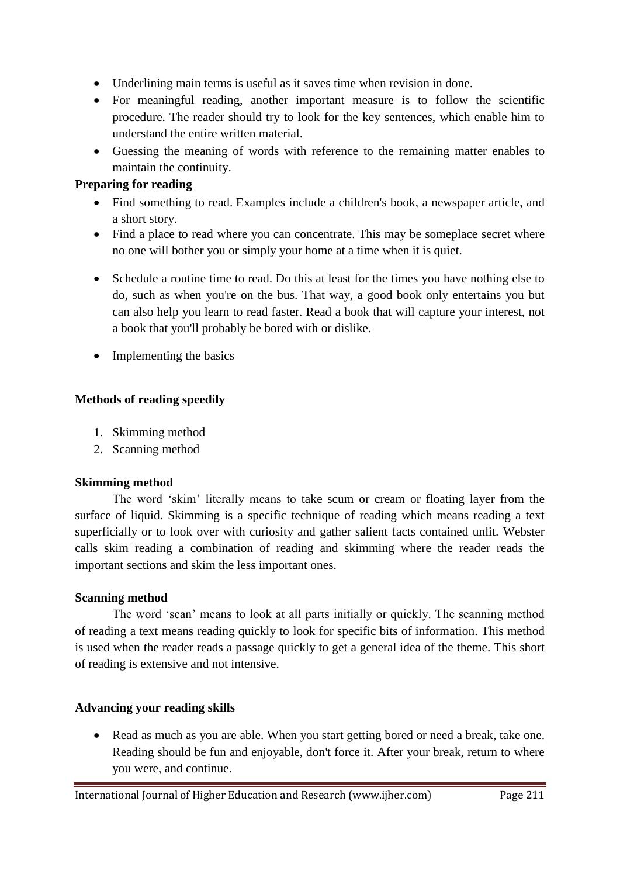- Underlining main terms is useful as it saves time when revision in done.
- For meaningful reading, another important measure is to follow the scientific procedure. The reader should try to look for the key sentences, which enable him to understand the entire written material.
- Guessing the meaning of words with reference to the remaining matter enables to maintain the continuity.

**Preparing for reading**

- Find something to read. Examples include a children's book, a newspaper article, and a short story.
- Find a place to read where you can concentrate. This may be someplace secret where no one will bother you or simply your home at a time when it is quiet.
- Schedule a routine time to read. Do this at least for the times you have nothing else to do, such as when you're on the bus. That way, a good book only entertains you but can also help you learn to read faster. Read a book that will capture your interest, not a book that you'll probably be bored with or dislike.
- Implementing the basics

**Methods of reading speedily**

1. Skimming method
2. Scanning method

**Skimming method**

The word 'skim' literally means to take scum or cream or floating layer from the surface of liquid. Skimming is a specific technique of reading which means reading a text superficially or to look over with curiosity and gather salient facts contained unlit. Webster calls skim reading a combination of reading and skimming where the reader reads the important sections and skim the less important ones.

**Scanning method**

The word 'scan' means to look at all parts initially or quickly. The scanning method of reading a text means reading quickly to look for specific bits of information. This method is used when the reader reads a passage quickly to get a general idea of the theme. This short of reading is extensive and not intensive.

**Advancing your reading skills**

- Read as much as you are able. When you start getting bored or need a break, take one. Reading should be fun and enjoyable, don't force it. After your break, return to where you were, and continue.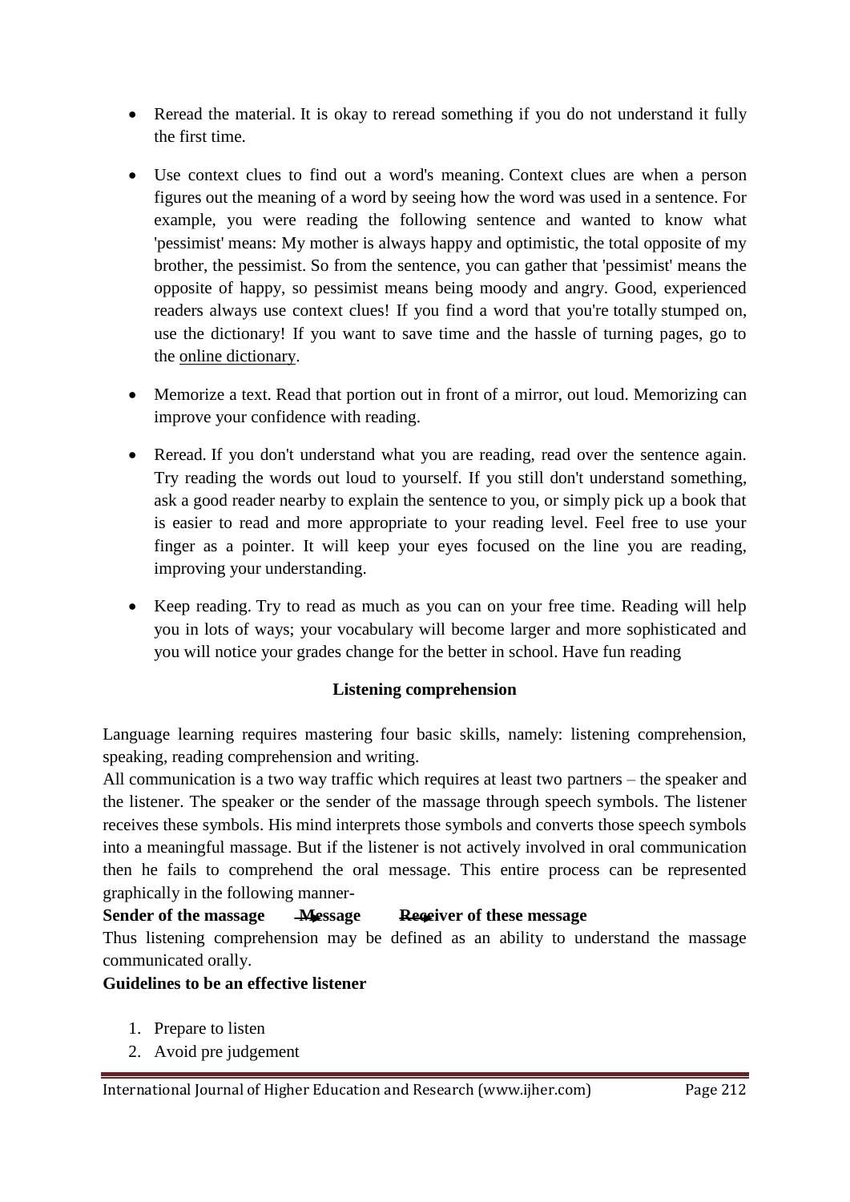- Reread the material. It is okay to reread something if you do not understand it fully the first time.

- Use context clues to find out a word's meaning. Context clues are when a person figures out the meaning of a word by seeing how the word was used in a sentence. For example, you were reading the following sentence and wanted to know what 'pessimist' means: My mother is always happy and optimistic, the total opposite of my brother, the pessimist. So from the sentence, you can gather that 'pessimist' means the opposite of happy, so pessimist means being moody and angry. Good, experienced readers always use context clues! If you find a word that you're totally stumped on, use the dictionary! If you want to save time and the hassle of turning pages, go to the online dictionary.

- Memorize a text. Read that portion out in front of a mirror, out loud. Memorizing can improve your confidence with reading.

- Reread. If you don't understand what you are reading, read over the sentence again. Try reading the words out loud to yourself. If you still don't understand something, ask a good reader nearby to explain the sentence to you, or simply pick up a book that is easier to read and more appropriate to your reading level. Feel free to use your finger as a pointer. It will keep your eyes focused on the line you are reading, improving your understanding.

- Keep reading. Try to read as much as you can on your free time. Reading will help you in lots of ways; your vocabulary will become larger and more sophisticated and you will notice your grades change for the better in school. Have fun reading

## Listening comprehension

Language learning requires mastering four basic skills, namely: listening comprehension, speaking, reading comprehension and writing.

All communication is a two way traffic which requires at least two partners – the speaker and the listener. The speaker or the sender of the massage through speech symbols. The listener receives these symbols. His mind interprets those symbols and converts those speech symbols into a meaningful massage. But if the listener is not actively involved in oral communication then he fails to comprehend the oral message. This entire process can be represented graphically in the following manner-

**Sender of the massage → Message → Receiver of these message**

Thus listening comprehension may be defined as an ability to understand the massage communicated orally.

**Guidelines to be an effective listener**

1. Prepare to listen
2. Avoid pre judgement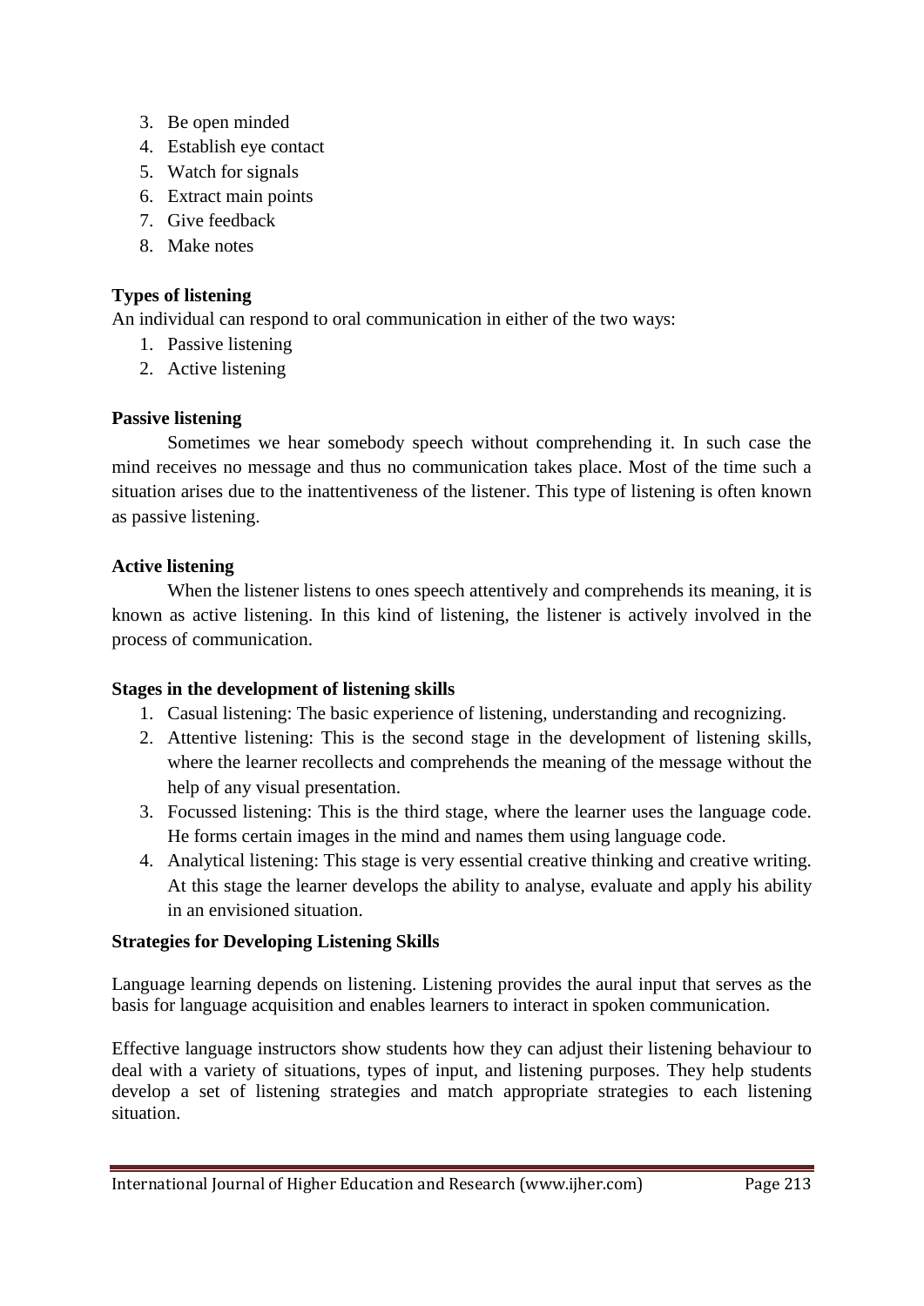3. Be open minded
4. Establish eye contact
5. Watch for signals
6. Extract main points
7. Give feedback
8. Make notes

**Types of listening**

An individual can respond to oral communication in either of the two ways:

1. Passive listening
2. Active listening

**Passive listening**

Sometimes we hear somebody speech without comprehending it. In such case the mind receives no message and thus no communication takes place. Most of the time such a situation arises due to the inattentiveness of the listener. This type of listening is often known as passive listening.

**Active listening**

When the listener listens to ones speech attentively and comprehends its meaning, it is known as active listening. In this kind of listening, the listener is actively involved in the process of communication.

**Stages in the development of listening skills**

1. Casual listening: The basic experience of listening, understanding and recognizing.
2. Attentive listening: This is the second stage in the development of listening skills, where the learner recollects and comprehends the meaning of the message without the help of any visual presentation.
3. Focussed listening: This is the third stage, where the learner uses the language code. He forms certain images in the mind and names them using language code.
4. Analytical listening: This stage is very essential creative thinking and creative writing. At this stage the learner develops the ability to analyse, evaluate and apply his ability in an envisioned situation.

**Strategies for Developing Listening Skills**

Language learning depends on listening. Listening provides the aural input that serves as the basis for language acquisition and enables learners to interact in spoken communication.

Effective language instructors show students how they can adjust their listening behaviour to deal with a variety of situations, types of input, and listening purposes. They help students develop a set of listening strategies and match appropriate strategies to each listening situation.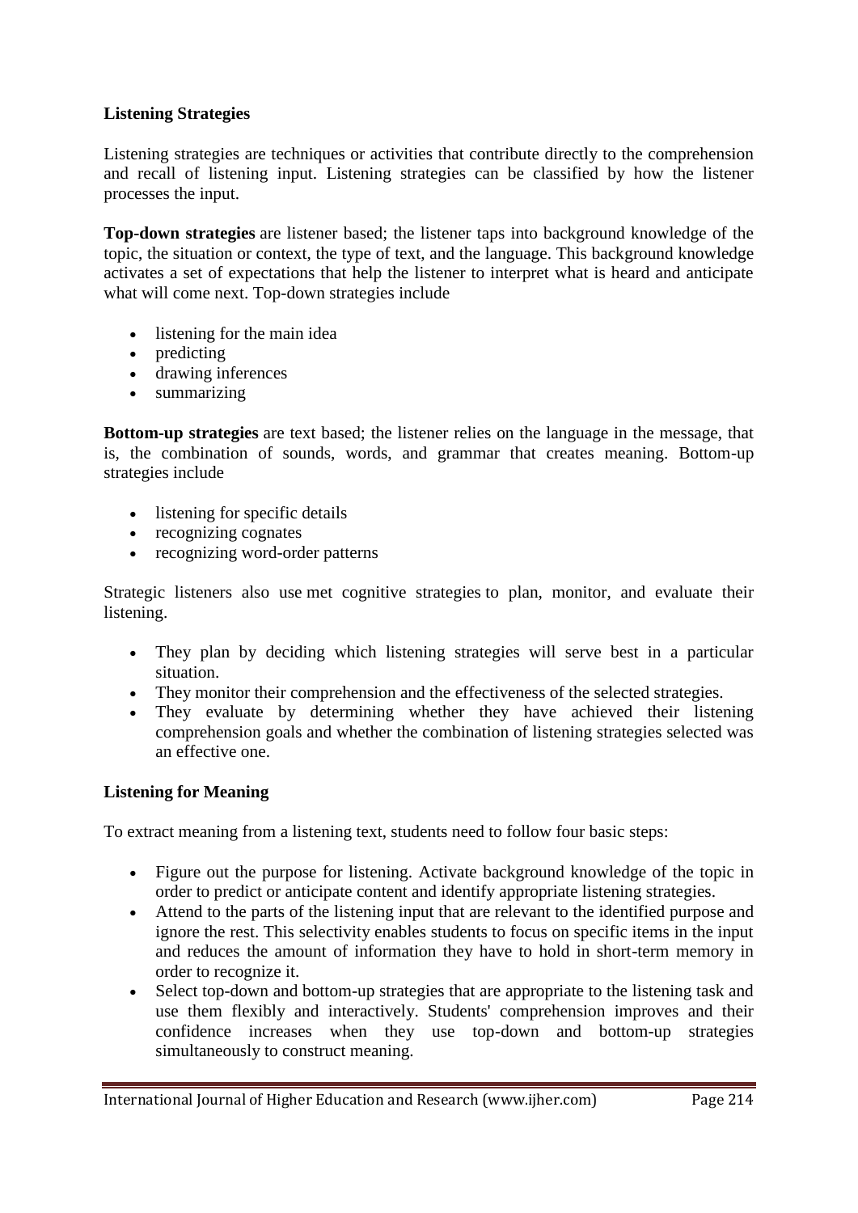**Listening Strategies**

Listening strategies are techniques or activities that contribute directly to the comprehension and recall of listening input. Listening strategies can be classified by how the listener processes the input.

**Top-down strategies** are listener based; the listener taps into background knowledge of the topic, the situation or context, the type of text, and the language. This background knowledge activates a set of expectations that help the listener to interpret what is heard and anticipate what will come next. Top-down strategies include

- listening for the main idea
- predicting
- drawing inferences
- summarizing

**Bottom-up strategies** are text based; the listener relies on the language in the message, that is, the combination of sounds, words, and grammar that creates meaning. Bottom-up strategies include

- listening for specific details
- recognizing cognates
- recognizing word-order patterns

Strategic listeners also use met cognitive strategies to plan, monitor, and evaluate their listening.

- They plan by deciding which listening strategies will serve best in a particular situation.
- They monitor their comprehension and the effectiveness of the selected strategies.
- They evaluate by determining whether they have achieved their listening comprehension goals and whether the combination of listening strategies selected was an effective one.

**Listening for Meaning**

To extract meaning from a listening text, students need to follow four basic steps:

- Figure out the purpose for listening. Activate background knowledge of the topic in order to predict or anticipate content and identify appropriate listening strategies.
- Attend to the parts of the listening input that are relevant to the identified purpose and ignore the rest. This selectivity enables students to focus on specific items in the input and reduces the amount of information they have to hold in short-term memory in order to recognize it.
- Select top-down and bottom-up strategies that are appropriate to the listening task and use them flexibly and interactively. Students' comprehension improves and their confidence increases when they use top-down and bottom-up strategies simultaneously to construct meaning.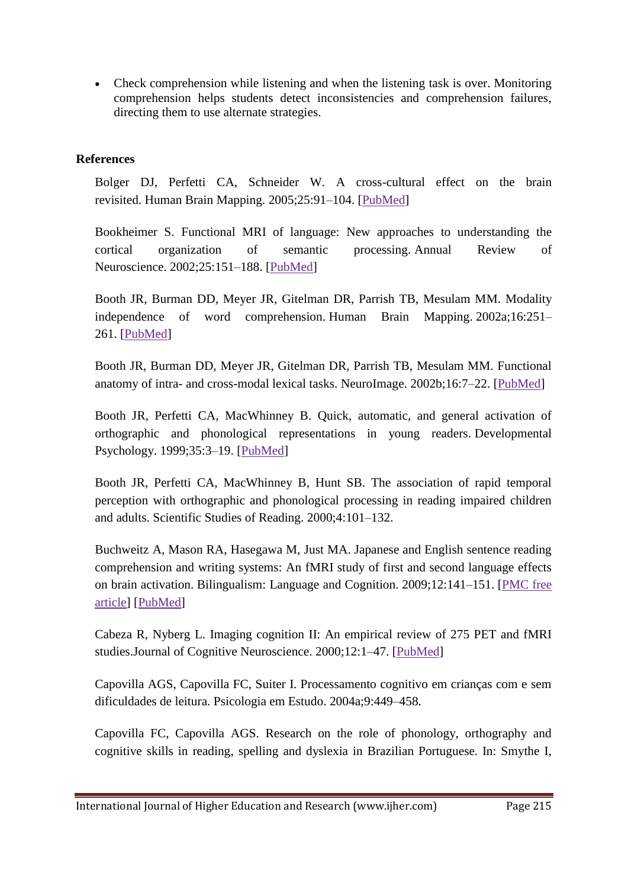- Check comprehension while listening and when the listening task is over. Monitoring comprehension helps students detect inconsistencies and comprehension failures, directing them to use alternate strategies.

## References

Bolger DJ, Perfetti CA, Schneider W. A cross-cultural effect on the brain revisited. Human Brain Mapping. 2005;25:91–104. [PubMed]

Bookheimer S. Functional MRI of language: New approaches to understanding the cortical organization of semantic processing. Annual Review of Neuroscience. 2002;25:151–188. [PubMed]

Booth JR, Burman DD, Meyer JR, Gitelman DR, Parrish TB, Mesulam MM. Modality independence of word comprehension. Human Brain Mapping. 2002a;16:251–261. [PubMed]

Booth JR, Burman DD, Meyer JR, Gitelman DR, Parrish TB, Mesulam MM. Functional anatomy of intra- and cross-modal lexical tasks. NeuroImage. 2002b;16:7–22. [PubMed]

Booth JR, Perfetti CA, MacWhinney B. Quick, automatic, and general activation of orthographic and phonological representations in young readers. Developmental Psychology. 1999;35:3–19. [PubMed]

Booth JR, Perfetti CA, MacWhinney B, Hunt SB. The association of rapid temporal perception with orthographic and phonological processing in reading impaired children and adults. Scientific Studies of Reading. 2000;4:101–132.

Buchweitz A, Mason RA, Hasegawa M, Just MA. Japanese and English sentence reading comprehension and writing systems: An fMRI study of first and second language effects on brain activation. Bilingualism: Language and Cognition. 2009;12:141–151. [PMC free article] [PubMed]

Cabeza R, Nyberg L. Imaging cognition II: An empirical review of 275 PET and fMRI studies.Journal of Cognitive Neuroscience. 2000;12:1–47. [PubMed]

Capovilla AGS, Capovilla FC, Suiter I. Processamento cognitivo em crianças com e sem dificuldades de leitura. Psicologia em Estudo. 2004a;9:449–458.

Capovilla FC, Capovilla AGS. Research on the role of phonology, orthography and cognitive skills in reading, spelling and dyslexia in Brazilian Portuguese. In: Smythe I,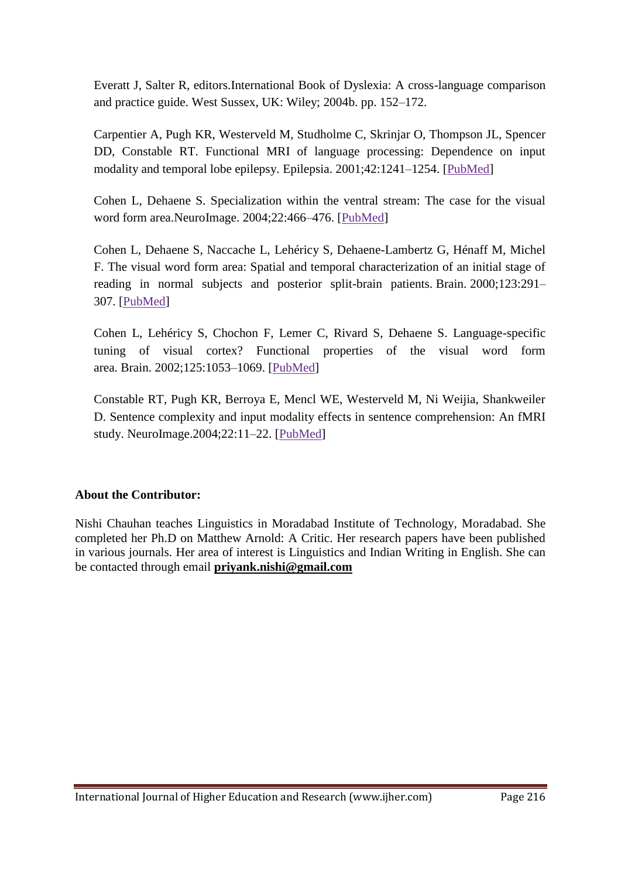Everatt J, Salter R, editors.International Book of Dyslexia: A cross-language comparison and practice guide. West Sussex, UK: Wiley; 2004b. pp. 152–172.

Carpentier A, Pugh KR, Westerveld M, Studholme C, Skrinjar O, Thompson JL, Spencer DD, Constable RT. Functional MRI of language processing: Dependence on input modality and temporal lobe epilepsy. Epilepsia. 2001;42:1241–1254. [PubMed]

Cohen L, Dehaene S. Specialization within the ventral stream: The case for the visual word form area.NeuroImage. 2004;22:466–476. [PubMed]

Cohen L, Dehaene S, Naccache L, Lehéricy S, Dehaene-Lambertz G, Hénaff M, Michel F. The visual word form area: Spatial and temporal characterization of an initial stage of reading in normal subjects and posterior split-brain patients. Brain. 2000;123:291–307. [PubMed]

Cohen L, Lehéricy S, Chochon F, Lemer C, Rivard S, Dehaene S. Language-specific tuning of visual cortex? Functional properties of the visual word form area. Brain. 2002;125:1053–1069. [PubMed]

Constable RT, Pugh KR, Berroya E, Mencl WE, Westerveld M, Ni Weijia, Shankweiler D. Sentence complexity and input modality effects in sentence comprehension: An fMRI study. NeuroImage.2004;22:11–22. [PubMed]

**About the Contributor:**

Nishi Chauhan teaches Linguistics in Moradabad Institute of Technology, Moradabad. She completed her Ph.D on Matthew Arnold: A Critic. Her research papers have been published in various journals. Her area of interest is Linguistics and Indian Writing in English. She can be contacted through email **priyank.nishi@gmail.com**